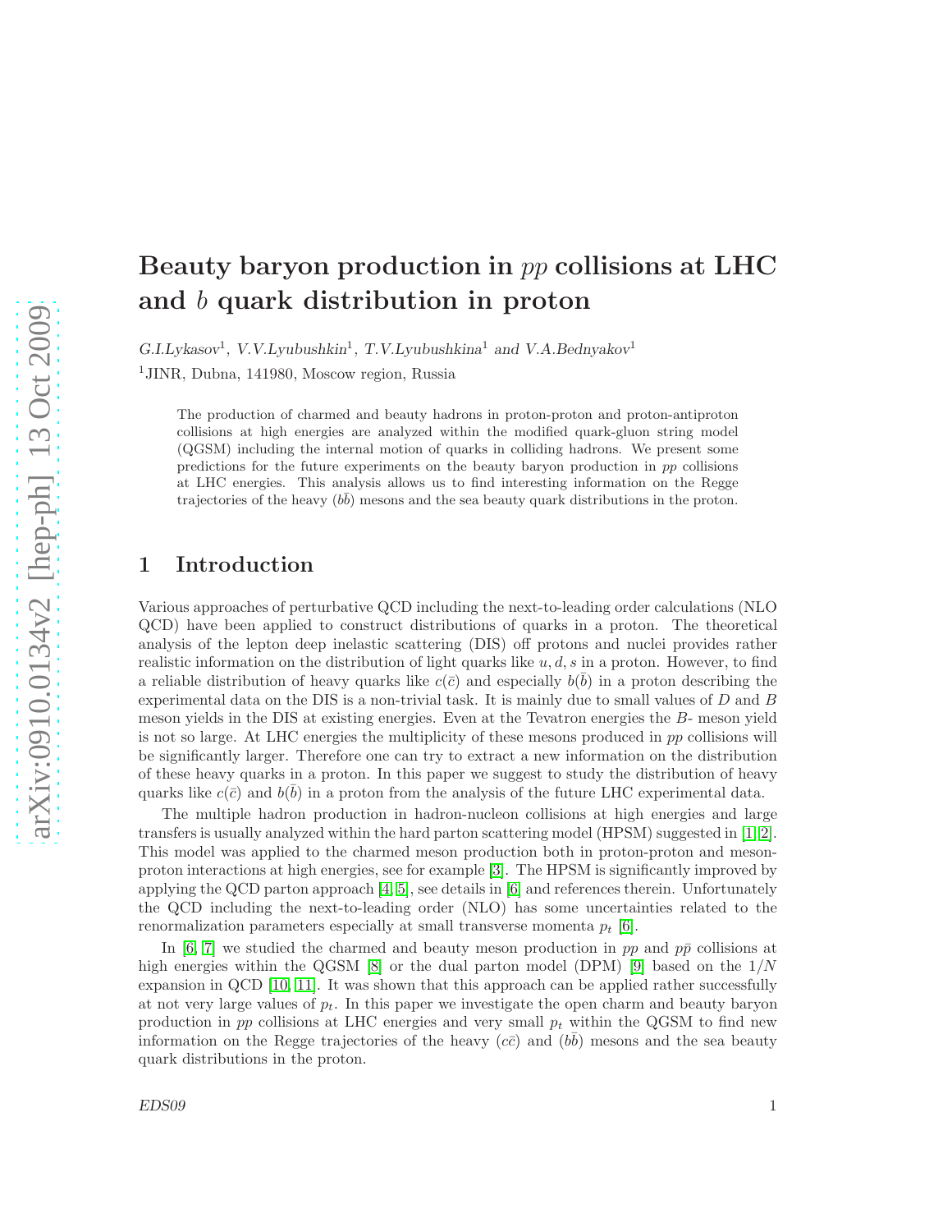# Beauty baryon production in $pp$ collisions at LHC and $b$ quark distribution in proton

*G.I.Lykasov*[1], *V.V.Lyubushkin*[1], *T.V.Lyubushkina*[1] *and V.A.Bednyakov*[1]

[1]JINR, Dubna, 141980, Moscow region, Russia

The production of charmed and beauty hadrons in proton-proton and proton-antiproton collisions at high energies are analyzed within the modified quark-gluon string model (QGSM) including the internal motion of quarks in colliding hadrons. We present some predictions for the future experiments on the beauty baryon production in $pp$ collisions at LHC energies. This analysis allows us to find interesting information on the Regge trajectories of the heavy $(b\bar{b})$ mesons and the sea beauty quark distributions in the proton.

## 1 Introduction

Various approaches of perturbative QCD including the next-to-leading order calculations (NLO QCD) have been applied to construct distributions of quarks in a proton. The theoretical analysis of the lepton deep inelastic scattering (DIS) off protons and nuclei provides rather realistic information on the distribution of light quarks like $u, d, s$ in a proton. However, to find a reliable distribution of heavy quarks like $c(\bar{c})$ and especially $b(\bar{b})$ in a proton describing the experimental data on the DIS is a non-trivial task. It is mainly due to small values of $D$ and $B$ meson yields in the DIS at existing energies. Even at the Tevatron energies the $B$- meson yield is not so large. At LHC energies the multiplicity of these mesons produced in $pp$ collisions will be significantly larger. Therefore one can try to extract a new information on the distribution of these heavy quarks in a proton. In this paper we suggest to study the distribution of heavy quarks like $c(\bar{c})$ and $b(\bar{b})$ in a proton from the analysis of the future LHC experimental data.

The multiple hadron production in hadron-nucleon collisions at high energies and large transfers is usually analyzed within the hard parton scattering model (HPSM) suggested in [1, 2]. This model was applied to the charmed meson production both in proton-proton and meson-proton interactions at high energies, see for example [3]. The HPSM is significantly improved by applying the QCD parton approach [4, 5], see details in [6] and references therein. Unfortunately the QCD including the next-to-leading order (NLO) has some uncertainties related to the renormalization parameters especially at small transverse momenta $p_t$ [6].

In [6, 7] we studied the charmed and beauty meson production in $pp$ and $p\bar{p}$ collisions at high energies within the QGSM [8] or the dual parton model (DPM) [9] based on the $1/N$ expansion in QCD [10, 11]. It was shown that this approach can be applied rather successfully at not very large values of $p_t$. In this paper we investigate the open charm and beauty baryon production in $pp$ collisions at LHC energies and very small $p_t$ within the QGSM to find new information on the Regge trajectories of the heavy $(c\bar{c})$ and $(b\bar{b})$ mesons and the sea beauty quark distributions in the proton.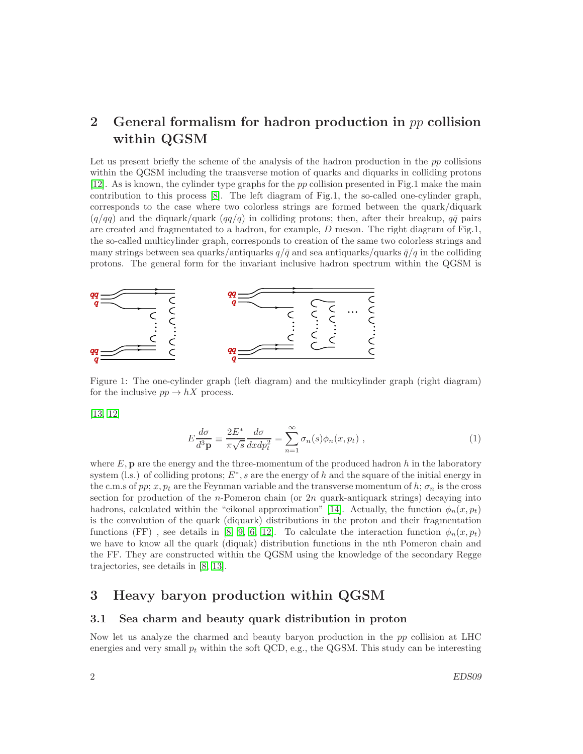## 2 General formalism for hadron production in $pp$ collision within QGSM

Let us present briefly the scheme of the analysis of the hadron production in the $pp$ collisions within the QGSM including the transverse motion of quarks and diquarks in colliding protons [12]. As is known, the cylinder type graphs for the $pp$ collision presented in Fig.1 make the main contribution to this process [8]. The left diagram of Fig.1, the so-called one-cylinder graph, corresponds to the case where two colorless strings are formed between the quark/diquark ($q/qq$) and the diquark/quark ($qq/q$) in colliding protons; then, after their breakup, $q\bar{q}$ pairs are created and fragmentated to a hadron, for example, $D$ meson. The right diagram of Fig.1, the so-called multicylinder graph, corresponds to creation of the same two colorless strings and many strings between sea quarks/antiquarks $q/\bar{q}$ and sea antiquarks/quarks $\bar{q}/q$ in the colliding protons. The general form for the invariant inclusive hadron spectrum within the QGSM is [13, 12]

Figure 1: The one-cylinder graph (left diagram) and the multicylinder graph (right diagram) for the inclusive $pp \to hX$ process.

$$E\frac{d\sigma}{d^3\mathbf{p}} \equiv \frac{2E^*}{\pi\sqrt{s}}\frac{d\sigma}{dx dp_t^2} = \sum_{n=1}^{\infty}\sigma_n(s)\phi_n(x,p_t)\ , \tag{1}$$

where $E, \mathbf{p}$ are the energy and the three-momentum of the produced hadron $h$ in the laboratory system (l.s.) of colliding protons; $E^*, s$ are the energy of $h$ and the square of the initial energy in the c.m.s of $pp$; $x, p_t$ are the Feynman variable and the transverse momentum of $h$; $\sigma_n$ is the cross section for production of the $n$-Pomeron chain (or $2n$ quark-antiquark strings) decaying into hadrons, calculated within the "eikonal approximation" [14]. Actually, the function $\phi_n(x,p_t)$ is the convolution of the quark (diquark) distributions in the proton and their fragmentation functions (FF) , see details in [8, 9, 6, 12]. To calculate the interaction function $\phi_n(x,p_t)$ we have to know all the quark (diquak) distribution functions in the nth Pomeron chain and the FF. They are constructed within the QGSM using the knowledge of the secondary Regge trajectories, see details in [8, 13].

## 3 Heavy baryon production within QGSM

### 3.1 Sea charm and beauty quark distribution in proton

Now let us analyze the charmed and beauty baryon production in the $pp$ collision at LHC energies and very small $p_t$ within the soft QCD, e.g., the QGSM. This study can be interesting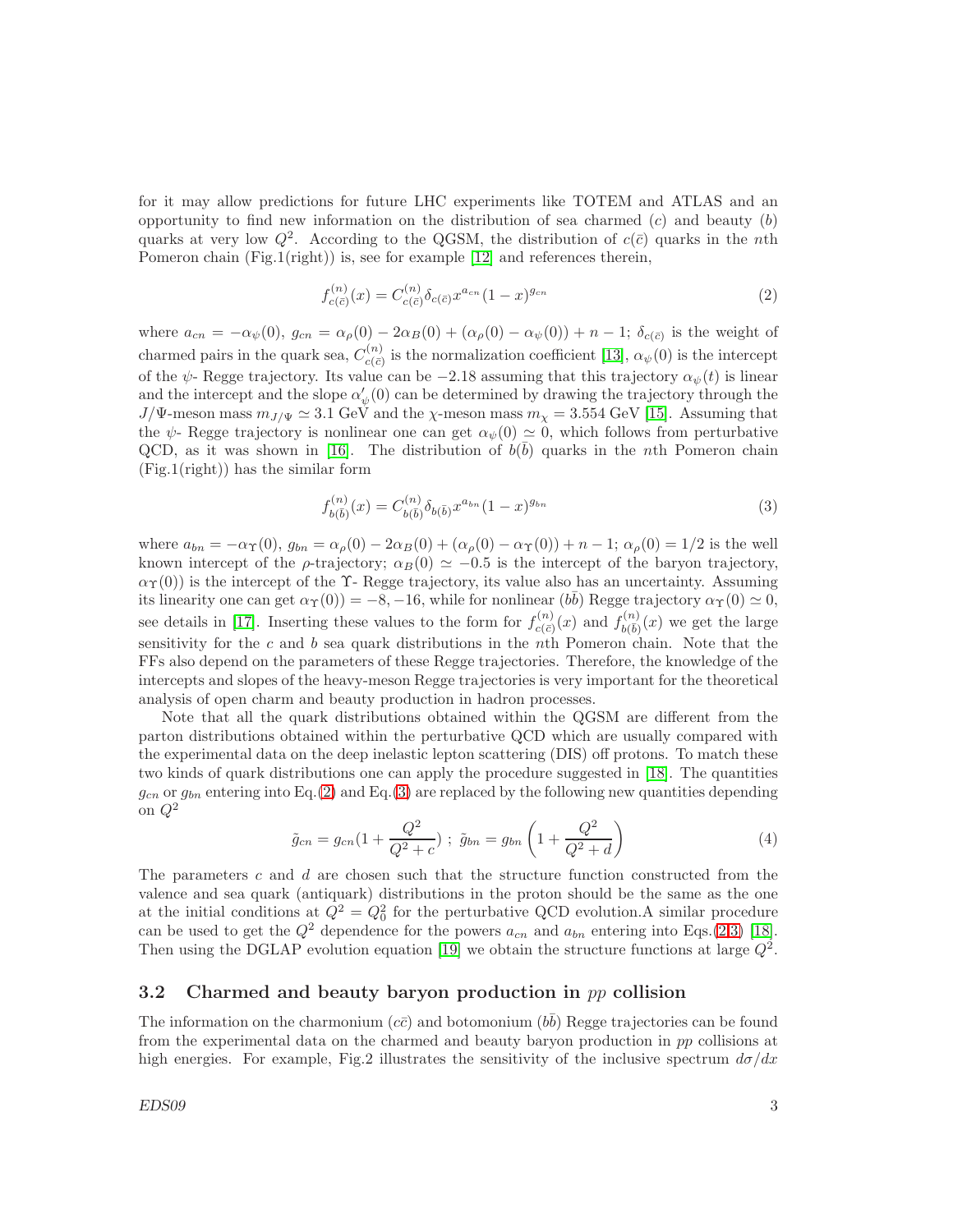for it may allow predictions for future LHC experiments like TOTEM and ATLAS and an opportunity to find new information on the distribution of sea charmed ($c$) and beauty ($b$) quarks at very low $Q^2$. According to the QGSM, the distribution of $c(\bar{c})$ quarks in the $n$th Pomeron chain (Fig.1(right)) is, see for example [12] and references therein,

$$f_{c(\bar{c})}^{(n)}(x) = C_{c(\bar{c})}^{(n)} \delta_{c(\bar{c})} x^{a_{cn}} (1-x)^{g_{cn}} \tag{2}$$

where $a_{cn} = -\alpha_\psi(0)$, $g_{cn} = \alpha_\rho(0) - 2\alpha_B(0) + (\alpha_\rho(0) - \alpha_\psi(0)) + n - 1$; $\delta_{c(\bar{c})}$ is the weight of charmed pairs in the quark sea, $C_{c(\bar{c})}^{(n)}$ is the normalization coefficient [13], $\alpha_\psi(0)$ is the intercept of the $\psi$- Regge trajectory. Its value can be $-2.18$ assuming that this trajectory $\alpha_\psi(t)$ is linear and the intercept and the slope $\alpha'_\psi(0)$ can be determined by drawing the trajectory through the $J/\Psi$-meson mass $m_{J/\Psi} \simeq 3.1$ GeV and the $\chi$-meson mass $m_\chi = 3.554$ GeV [15]. Assuming that the $\psi$- Regge trajectory is nonlinear one can get $\alpha_\psi(0) \simeq 0$, which follows from perturbative QCD, as it was shown in [16]. The distribution of $b(\bar{b})$ quarks in the $n$th Pomeron chain (Fig.1(right)) has the similar form

$$f_{b(\bar{b})}^{(n)}(x) = C_{b(\bar{b})}^{(n)} \delta_{b(\bar{b})} x^{a_{bn}} (1-x)^{g_{bn}} \tag{3}$$

where $a_{bn} = -\alpha_\Upsilon(0)$, $g_{bn} = \alpha_\rho(0) - 2\alpha_B(0) + (\alpha_\rho(0) - \alpha_\Upsilon(0)) + n - 1$; $\alpha_\rho(0) = 1/2$ is the well known intercept of the $\rho$-trajectory; $\alpha_B(0) \simeq -0.5$ is the intercept of the baryon trajectory, $\alpha_\Upsilon(0))$ is the intercept of the $\Upsilon$- Regge trajectory, its value also has an uncertainty. Assuming its linearity one can get $\alpha_\Upsilon(0)) = -8, -16$, while for nonlinear $(b\bar{b})$ Regge trajectory $\alpha_\Upsilon(0) \simeq 0$, see details in [17]. Inserting these values to the form for $f_{c(\bar{c})}^{(n)}(x)$ and $f_{b(\bar{b})}^{(n)}(x)$ we get the large sensitivity for the $c$ and $b$ sea quark distributions in the $n$th Pomeron chain. Note that the FFs also depend on the parameters of these Regge trajectories. Therefore, the knowledge of the intercepts and slopes of the heavy-meson Regge trajectories is very important for the theoretical analysis of open charm and beauty production in hadron processes.

Note that all the quark distributions obtained within the QGSM are different from the parton distributions obtained within the perturbative QCD which are usually compared with the experimental data on the deep inelastic lepton scattering (DIS) off protons. To match these two kinds of quark distributions one can apply the procedure suggested in [18]. The quantities $g_{cn}$ or $g_{bn}$ entering into Eq.(2) and Eq.(3) are replaced by the following new quantities depending on $Q^2$

$$\tilde{g}_{cn} = g_{cn}(1 + \frac{Q^2}{Q^2 + c}) \ ; \ \tilde{g}_{bn} = g_{bn}\left(1 + \frac{Q^2}{Q^2 + d}\right) \tag{4}$$

The parameters $c$ and $d$ are chosen such that the structure function constructed from the valence and sea quark (antiquark) distributions in the proton should be the same as the one at the initial conditions at $Q^2 = Q_0^2$ for the perturbative QCD evolution.A similar procedure can be used to get the $Q^2$ dependence for the powers $a_{cn}$ and $a_{bn}$ entering into Eqs.(2,3) [18]. Then using the DGLAP evolution equation [19] we obtain the structure functions at large $Q^2$.

### 3.2 Charmed and beauty baryon production in $pp$ collision

The information on the charmonium ($c\bar{c}$) and botomonium ($b\bar{b}$) Regge trajectories can be found from the experimental data on the charmed and beauty baryon production in $pp$ collisions at high energies. For example, Fig.2 illustrates the sensitivity of the inclusive spectrum $d\sigma/dx$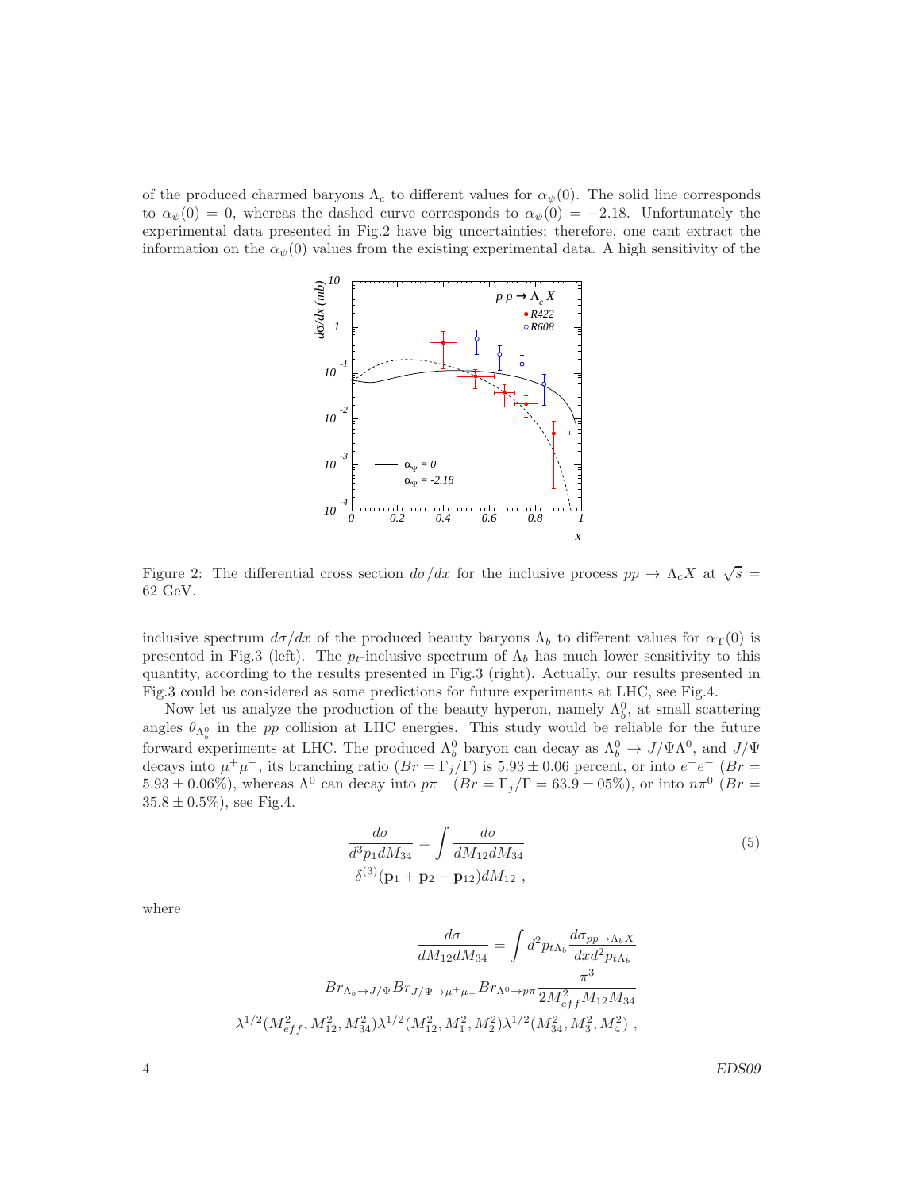of the produced charmed baryons $\Lambda_c$ to different values for $\alpha_\psi(0)$. The solid line corresponds to $\alpha_\psi(0) = 0$, whereas the dashed curve corresponds to $\alpha_\psi(0) = -2.18$. Unfortunately the experimental data presented in Fig.2 have big uncertainties; therefore, one cant extract the information on the $\alpha_\psi(0)$ values from the existing experimental data. A high sensitivity of the

Figure 2: The differential cross section $d\sigma/dx$ for the inclusive process $pp \to \Lambda_c X$ at $\sqrt{s} = 62$ GeV.

inclusive spectrum $d\sigma/dx$ of the produced beauty baryons $\Lambda_b$ to different values for $\alpha_\Upsilon(0)$ is presented in Fig.3 (left). The $p_t$-inclusive spectrum of $\Lambda_b$ has much lower sensitivity to this quantity, according to the results presented in Fig.3 (right). Actually, our results presented in Fig.3 could be considered as some predictions for future experiments at LHC, see Fig.4.

Now let us analyze the production of the beauty hyperon, namely $\Lambda_b^0$, at small scattering angles $\theta_{\Lambda_b^0}$ in the $pp$ collision at LHC energies. This study would be reliable for the future forward experiments at LHC. The produced $\Lambda_b^0$ baryon can decay as $\Lambda_b^0 \to J/\Psi\Lambda^0$, and $J/\Psi$ decays into $\mu^+\mu^-$, its branching ratio ($Br = \Gamma_j/\Gamma$) is $5.93 \pm 0.06$ percent, or into $e^+e^-$ ($Br = 5.93 \pm 0.06\%$), whereas $\Lambda^0$ can decay into $p\pi^-$ ($Br = \Gamma_j/\Gamma = 63.9 \pm 05\%$), or into $n\pi^0$ ($Br = 35.8 \pm 0.5\%$), see Fig.4.

$$
\frac{d\sigma}{d^3p_1 dM_{34}} = \int \frac{d\sigma}{dM_{12}dM_{34}} \delta^{(3)}(\mathbf{p}_1 + \mathbf{p}_2 - \mathbf{p}_{12}) dM_{12} \; , \tag{5}
$$

where

$$
\frac{d\sigma}{dM_{12}dM_{34}} = \int d^2p_{t\Lambda_b} \frac{d\sigma_{pp\to\Lambda_b X}}{dx d^2p_{t\Lambda_b}} Br_{\Lambda_b \to J/\Psi} Br_{J/\Psi\to\mu^+\mu^-} Br_{\Lambda^0\to p\pi} \frac{\pi^3}{2M_{eff}^2 M_{12} M_{34}} \lambda^{1/2}(M_{eff}^2, M_{12}^2, M_{34}^2) \lambda^{1/2}(M_{12}^2, M_1^2, M_2^2) \lambda^{1/2}(M_{34}^2, M_3^2, M_4^2) \; ,
$$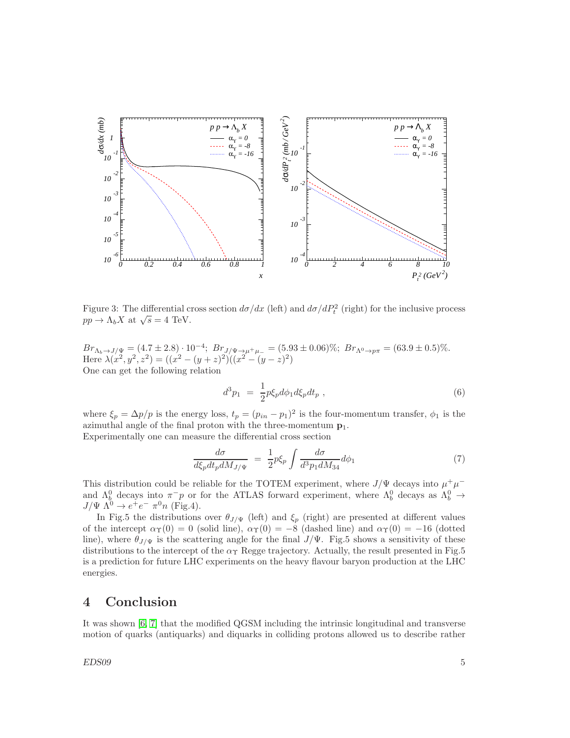Figure 3: The differential cross section $d\sigma/dx$ (left) and $d\sigma/dP_t^2$ (right) for the inclusive process $pp \to \Lambda_b X$ at $\sqrt{s} = 4$ TeV.

$Br_{\Lambda_b \to J/\Psi} = (4.7 \pm 2.8) \cdot 10^{-4}$; $Br_{J/\Psi \to \mu^+\mu_-} = (5.93 \pm 0.06)\%$; $Br_{\Lambda^0 \to p\pi} = (63.9 \pm 0.5)\%$.
Here $\lambda(x^2, y^2, z^2) = ((x^2 - (y+z)^2)((x^2 - (y-z)^2)$
One can get the following relation

$$d^3 p_1 \;=\; \frac{1}{2} p \xi_p d\phi_1 d\xi_p dt_p \;, \tag{6}$$

where $\xi_p = \Delta p/p$ is the energy loss, $t_p = (p_{in} - p_1)^2$ is the four-momentum transfer, $\phi_1$ is the azimuthal angle of the final proton with the three-momentum $\mathbf{p}_1$.
Experimentally one can measure the differential cross section

$$\frac{d\sigma}{d\xi_p dt_p dM_{J/\Psi}} \;=\; \frac{1}{2} p \xi_p \int \frac{d\sigma}{d^3 p_1 dM_{34}} d\phi_1 \tag{7}$$

This distribution could be reliable for the TOTEM experiment, where $J/\Psi$ decays into $\mu^+\mu^-$ and $\Lambda_b^0$ decays into $\pi^- p$ or for the ATLAS forward experiment, where $\Lambda_b^0$ decays as $\Lambda_b^0 \to J/\Psi \; \Lambda^0 \to e^+ e^- \; \pi^0 n$ (Fig.4).

In Fig.5 the distributions over $\theta_{J/\Psi}$ (left) and $\xi_p$ (right) are presented at different values of the intercept $\alpha_\Upsilon(0) = 0$ (solid line), $\alpha_\Upsilon(0) = -8$ (dashed line) and $\alpha_\Upsilon(0) = -16$ (dotted line), where $\theta_{J/\Psi}$ is the scattering angle for the final $J/\Psi$. Fig.5 shows a sensitivity of these distributions to the intercept of the $\alpha_\Upsilon$ Regge trajectory. Actually, the result presented in Fig.5 is a prediction for future LHC experiments on the heavy flavour baryon production at the LHC energies.

# 4 Conclusion

It was shown [6, 7] that the modified QGSM including the intrinsic longitudinal and transverse motion of quarks (antiquarks) and diquarks in colliding protons allowed us to describe rather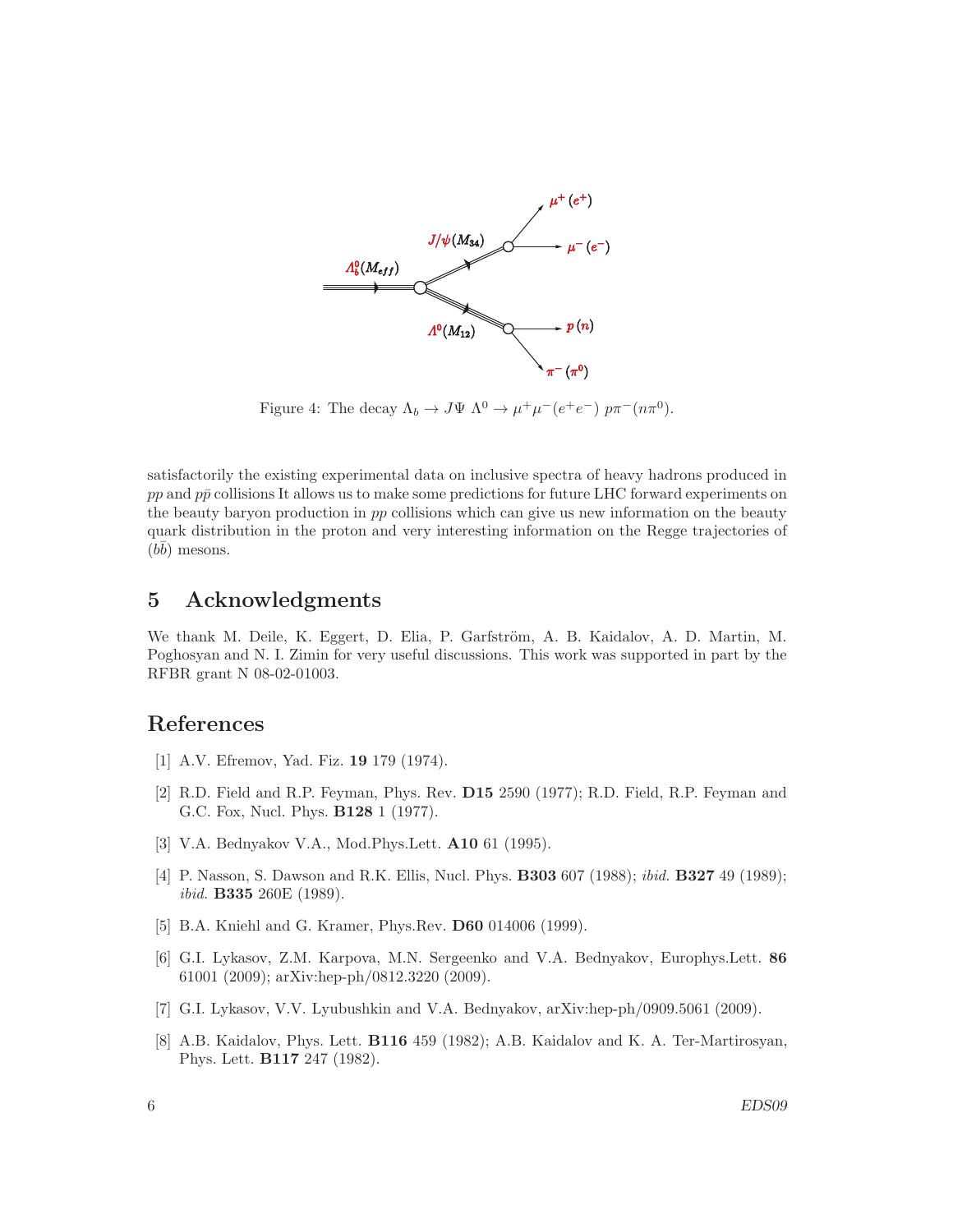Figure 4: The decay $\Lambda_b \to J\Psi\ \Lambda^0 \to \mu^+\mu^-(e^+e^-)\ p\pi^-(n\pi^0)$.

satisfactorily the existing experimental data on inclusive spectra of heavy hadrons produced in $pp$ and $p\bar{p}$ collisions It allows us to make some predictions for future LHC forward experiments on the beauty baryon production in $pp$ collisions which can give us new information on the beauty quark distribution in the proton and very interesting information on the Regge trajectories of $(b\bar{b})$ mesons.

## 5 Acknowledgments

We thank M. Deile, K. Eggert, D. Elia, P. Garfström, A. B. Kaidalov, A. D. Martin, M. Poghosyan and N. I. Zimin for very useful discussions. This work was supported in part by the RFBR grant N 08-02-01003.

## References

[1] A.V. Efremov, Yad. Fiz. **19** 179 (1974).

[2] R.D. Field and R.P. Feyman, Phys. Rev. **D15** 2590 (1977); R.D. Field, R.P. Feyman and G.C. Fox, Nucl. Phys. **B128** 1 (1977).

[3] V.A. Bednyakov V.A., Mod.Phys.Lett. **A10** 61 (1995).

[4] P. Nasson, S. Dawson and R.K. Ellis, Nucl. Phys. **B303** 607 (1988); *ibid.* **B327** 49 (1989); *ibid.* **B335** 260E (1989).

[5] B.A. Kniehl and G. Kramer, Phys.Rev. **D60** 014006 (1999).

[6] G.I. Lykasov, Z.M. Karpova, M.N. Sergeenko and V.A. Bednyakov, Europhys.Lett. **86** 61001 (2009); arXiv:hep-ph/0812.3220 (2009).

[7] G.I. Lykasov, V.V. Lyubushkin and V.A. Bednyakov, arXiv:hep-ph/0909.5061 (2009).

[8] A.B. Kaidalov, Phys. Lett. **B116** 459 (1982); A.B. Kaidalov and K. A. Ter-Martirosyan, Phys. Lett. **B117** 247 (1982).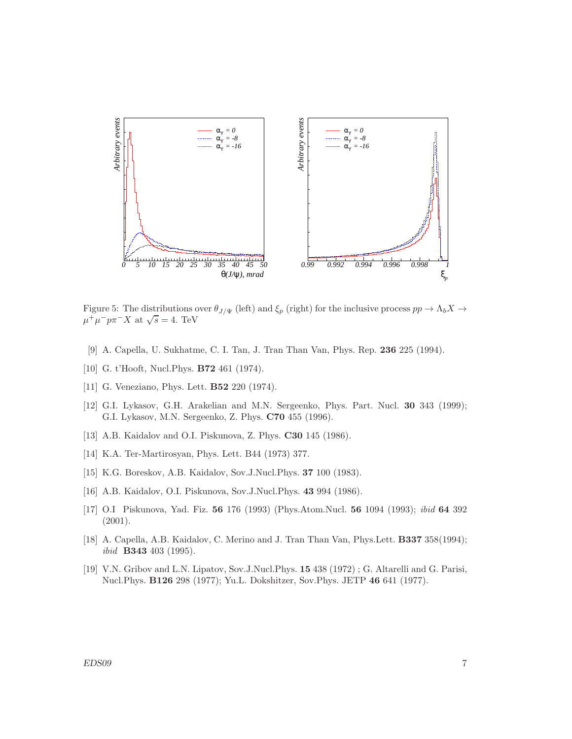Arbitrary events

$\alpha_\Upsilon = 0$
$\alpha_\Upsilon = -8$
$\alpha_\Upsilon = -16$

0 5 10 15 20 25 30 35 40 45 50

$\theta(J/\psi)$, mrad

Arbitrary events

$\alpha_\Upsilon = 0$
$\alpha_\Upsilon = -8$
$\alpha_\Upsilon = -16$

0.99 0.992 0.994 0.996 0.998 1

$\xi_p$

Figure 5: The distributions over $\theta_{J/\Psi}$ (left) and $\xi_p$ (right) for the inclusive process $pp \to \Lambda_b X \to \mu^+\mu^- p\pi^- X$ at $\sqrt{s} = 4.$ TeV

[9] A. Capella, U. Sukhatme, C. I. Tan, J. Tran Than Van, Phys. Rep. **236** 225 (1994).

[10] G. t'Hooft, Nucl.Phys. **B72** 461 (1974).

[11] G. Veneziano, Phys. Lett. **B52** 220 (1974).

[12] G.I. Lykasov, G.H. Arakelian and M.N. Sergeenko, Phys. Part. Nucl. **30** 343 (1999); G.I. Lykasov, M.N. Sergeenko, Z. Phys. **C70** 455 (1996).

[13] A.B. Kaidalov and O.I. Piskunova, Z. Phys. **C30** 145 (1986).

[14] K.A. Ter-Martirosyan, Phys. Lett. B44 (1973) 377.

[15] K.G. Boreskov, A.B. Kaidalov, Sov.J.Nucl.Phys. **37** 100 (1983).

[16] A.B. Kaidalov, O.I. Piskunova, Sov.J.Nucl.Phys. **43** 994 (1986).

[17] O.I Piskunova, Yad. Fiz. **56** 176 (1993) (Phys.Atom.Nucl. **56** 1094 (1993); *ibid* **64** 392 (2001).

[18] A. Capella, A.B. Kaidalov, C. Merino and J. Tran Than Van, Phys.Lett. **B337** 358(1994); *ibid* **B343** 403 (1995).

[19] V.N. Gribov and L.N. Lipatov, Sov.J.Nucl.Phys. **15** 438 (1972) ; G. Altarelli and G. Parisi, Nucl.Phys. **B126** 298 (1977); Yu.L. Dokshitzer, Sov.Phys. JETP **46** 641 (1977).